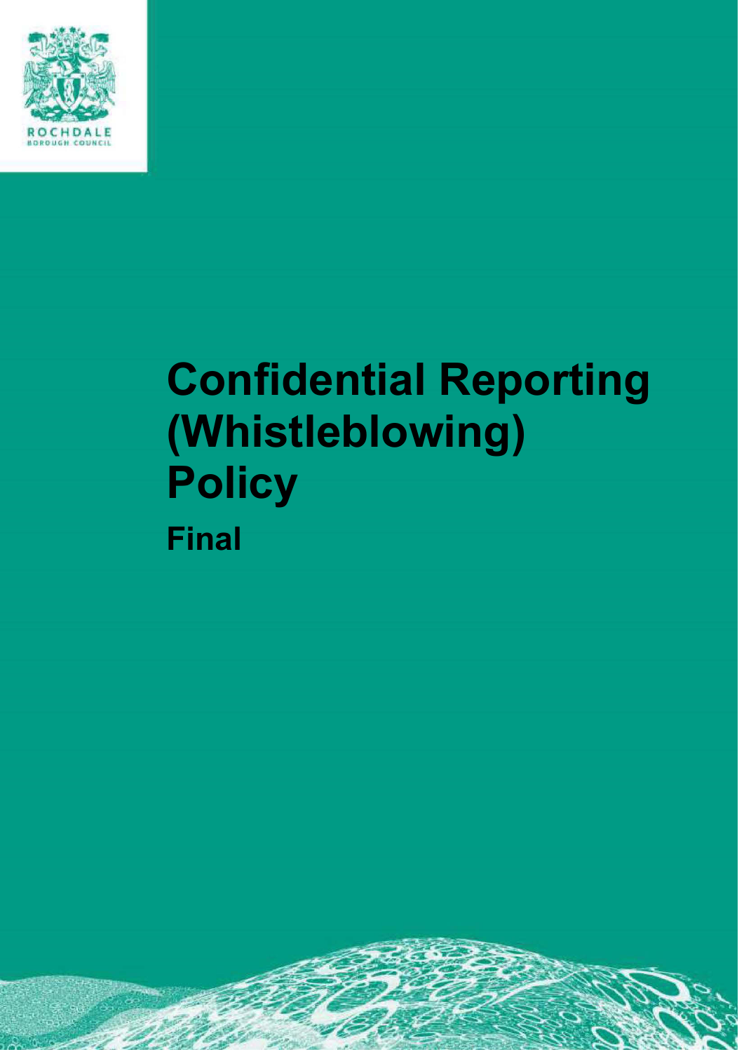ROCHDALE
BOROUGH COUNCIL

# Confidential Reporting (Whistleblowing) Policy

**Final**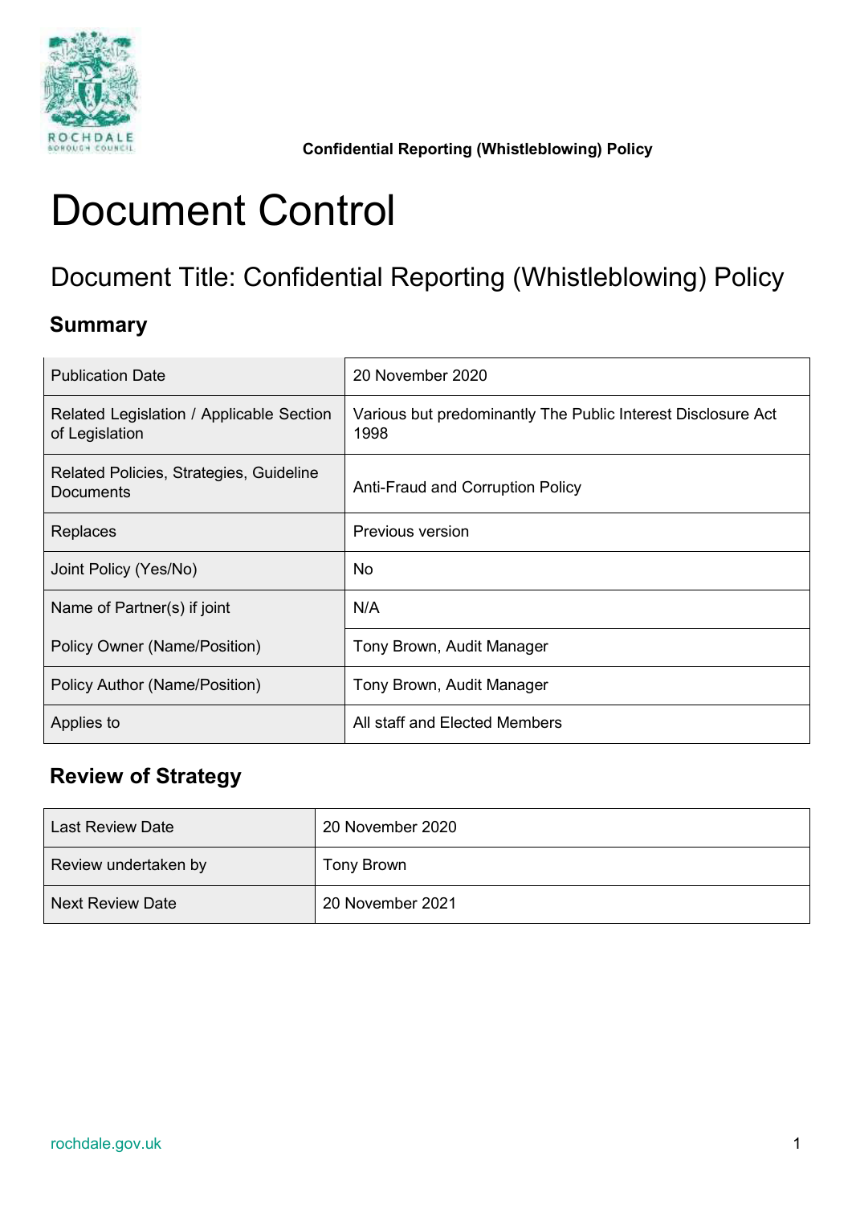# Document Control

## Document Title: Confidential Reporting (Whistleblowing) Policy

### Summary

| | |
|---|---|
| Publication Date | 20 November 2020 |
| Related Legislation / Applicable Section of Legislation | Various but predominantly The Public Interest Disclosure Act 1998 |
| Related Policies, Strategies, Guideline Documents | Anti-Fraud and Corruption Policy |
| Replaces | Previous version |
| Joint Policy (Yes/No) | No |
| Name of Partner(s) if joint | N/A |
| Policy Owner (Name/Position) | Tony Brown, Audit Manager |
| Policy Author (Name/Position) | Tony Brown, Audit Manager |
| Applies to | All staff and Elected Members |

### Review of Strategy

| | |
|---|---|
| Last Review Date | 20 November 2020 |
| Review undertaken by | Tony Brown |
| Next Review Date | 20 November 2021 |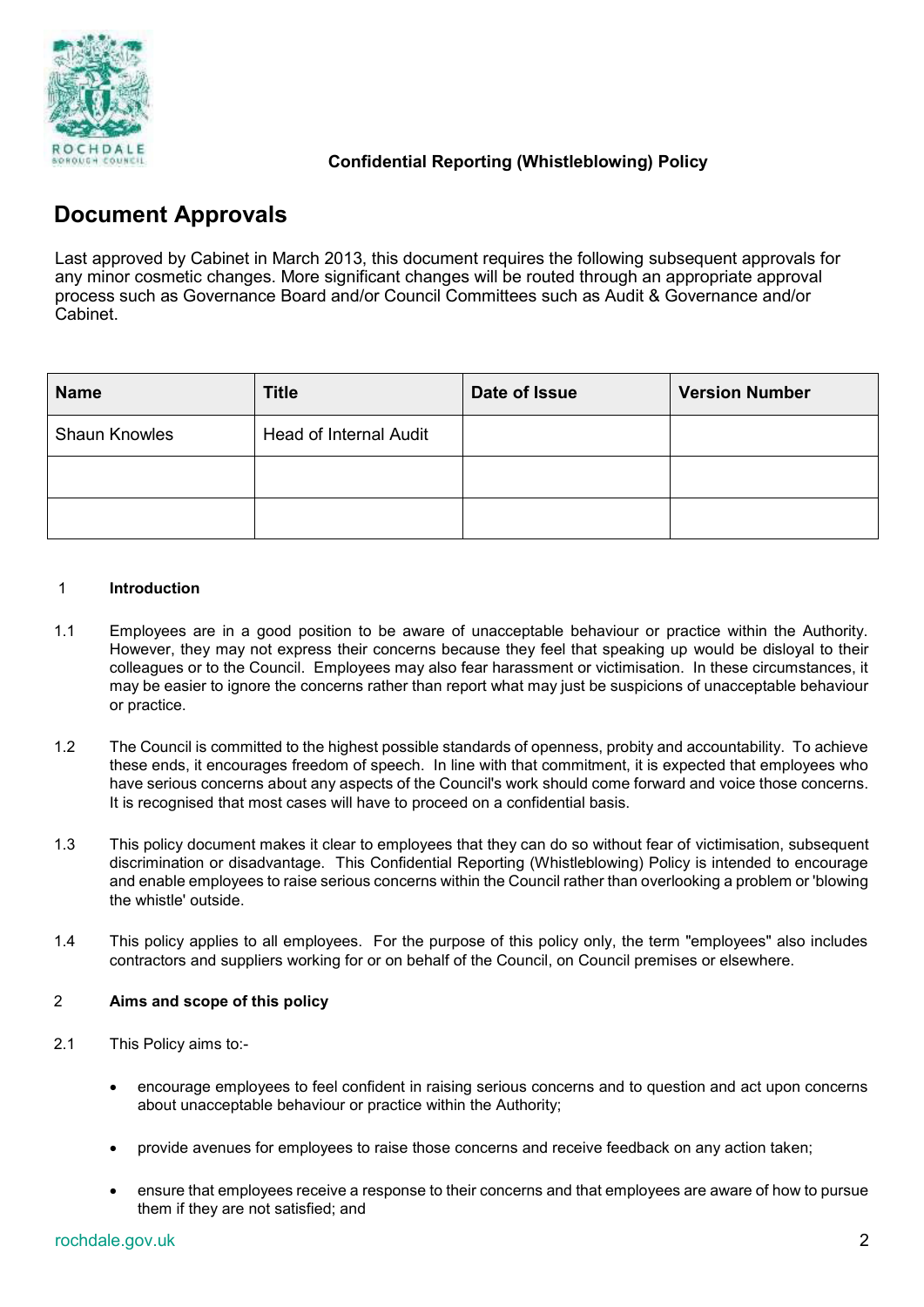**Confidential Reporting (Whistleblowing) Policy**

# Document Approvals

Last approved by Cabinet in March 2013, this document requires the following subsequent approvals for any minor cosmetic changes. More significant changes will be routed through an appropriate approval process such as Governance Board and/or Council Committees such as Audit & Governance and/or Cabinet.

| Name | Title | Date of Issue | Version Number |
|---|---|---|---|
| Shaun Knowles | Head of Internal Audit | | |
| | | | |
| | | | |

## 1 Introduction

1.1 Employees are in a good position to be aware of unacceptable behaviour or practice within the Authority. However, they may not express their concerns because they feel that speaking up would be disloyal to their colleagues or to the Council. Employees may also fear harassment or victimisation. In these circumstances, it may be easier to ignore the concerns rather than report what may just be suspicions of unacceptable behaviour or practice.

1.2 The Council is committed to the highest possible standards of openness, probity and accountability. To achieve these ends, it encourages freedom of speech. In line with that commitment, it is expected that employees who have serious concerns about any aspects of the Council's work should come forward and voice those concerns. It is recognised that most cases will have to proceed on a confidential basis.

1.3 This policy document makes it clear to employees that they can do so without fear of victimisation, subsequent discrimination or disadvantage. This Confidential Reporting (Whistleblowing) Policy is intended to encourage and enable employees to raise serious concerns within the Council rather than overlooking a problem or 'blowing the whistle' outside.

1.4 This policy applies to all employees. For the purpose of this policy only, the term "employees" also includes contractors and suppliers working for or on behalf of the Council, on Council premises or elsewhere.

## 2 Aims and scope of this policy

2.1 This Policy aims to:-

- encourage employees to feel confident in raising serious concerns and to question and act upon concerns about unacceptable behaviour or practice within the Authority;
- provide avenues for employees to raise those concerns and receive feedback on any action taken;
- ensure that employees receive a response to their concerns and that employees are aware of how to pursue them if they are not satisfied; and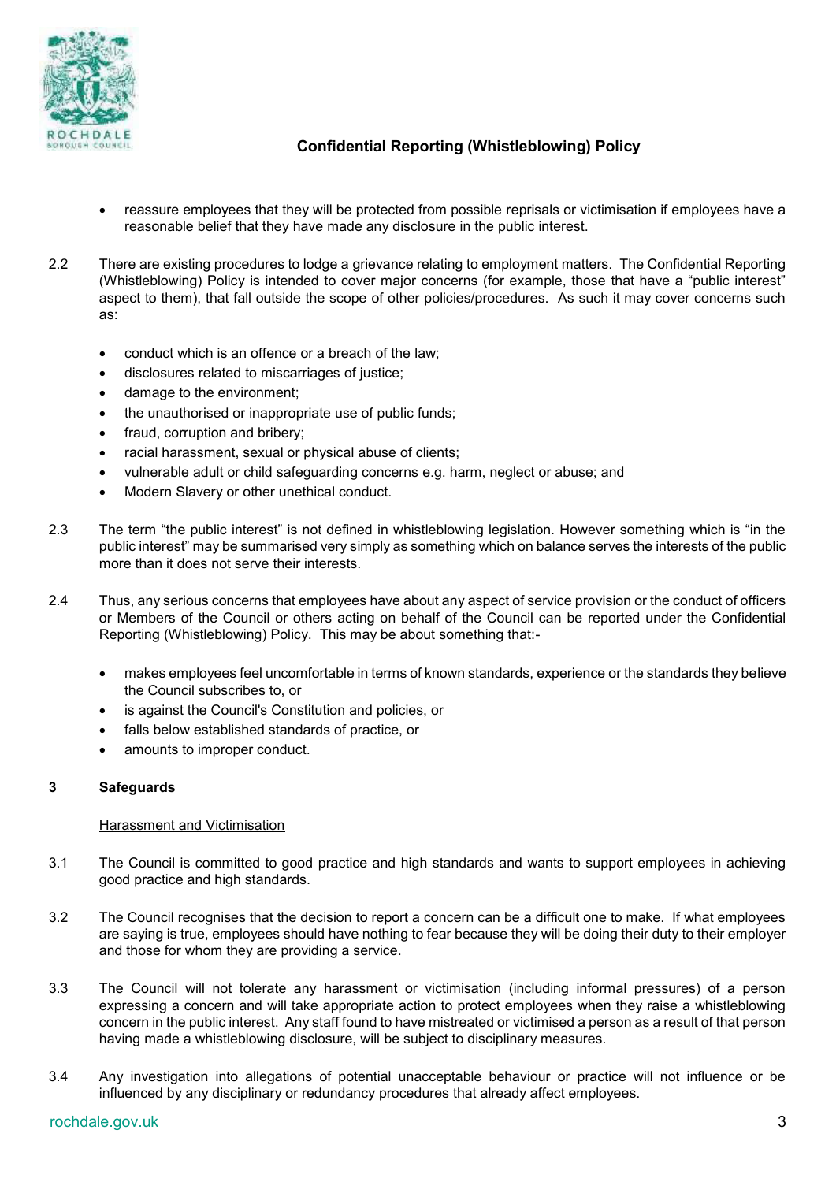- reassure employees that they will be protected from possible reprisals or victimisation if employees have a reasonable belief that they have made any disclosure in the public interest.

2.2 There are existing procedures to lodge a grievance relating to employment matters. The Confidential Reporting (Whistleblowing) Policy is intended to cover major concerns (for example, those that have a "public interest" aspect to them), that fall outside the scope of other policies/procedures. As such it may cover concerns such as:

- conduct which is an offence or a breach of the law;
- disclosures related to miscarriages of justice;
- damage to the environment;
- the unauthorised or inappropriate use of public funds;
- fraud, corruption and bribery;
- racial harassment, sexual or physical abuse of clients;
- vulnerable adult or child safeguarding concerns e.g. harm, neglect or abuse; and
- Modern Slavery or other unethical conduct.

2.3 The term "the public interest" is not defined in whistleblowing legislation. However something which is "in the public interest" may be summarised very simply as something which on balance serves the interests of the public more than it does not serve their interests.

2.4 Thus, any serious concerns that employees have about any aspect of service provision or the conduct of officers or Members of the Council or others acting on behalf of the Council can be reported under the Confidential Reporting (Whistleblowing) Policy. This may be about something that:-

- makes employees feel uncomfortable in terms of known standards, experience or the standards they believe the Council subscribes to, or
- is against the Council's Constitution and policies, or
- falls below established standards of practice, or
- amounts to improper conduct.

## 3 Safeguards

Harassment and Victimisation

3.1 The Council is committed to good practice and high standards and wants to support employees in achieving good practice and high standards.

3.2 The Council recognises that the decision to report a concern can be a difficult one to make. If what employees are saying is true, employees should have nothing to fear because they will be doing their duty to their employer and those for whom they are providing a service.

3.3 The Council will not tolerate any harassment or victimisation (including informal pressures) of a person expressing a concern and will take appropriate action to protect employees when they raise a whistleblowing concern in the public interest. Any staff found to have mistreated or victimised a person as a result of that person having made a whistleblowing disclosure, will be subject to disciplinary measures.

3.4 Any investigation into allegations of potential unacceptable behaviour or practice will not influence or be influenced by any disciplinary or redundancy procedures that already affect employees.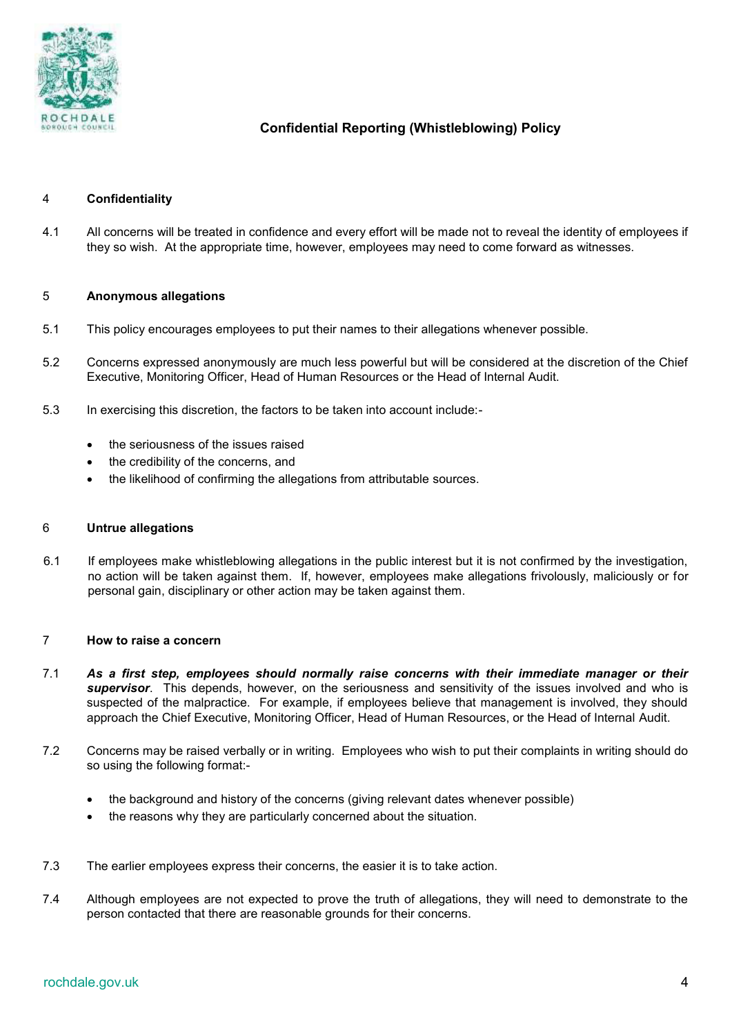## 4 Confidentiality

4.1 All concerns will be treated in confidence and every effort will be made not to reveal the identity of employees if they so wish. At the appropriate time, however, employees may need to come forward as witnesses.

## 5 Anonymous allegations

5.1 This policy encourages employees to put their names to their allegations whenever possible.

5.2 Concerns expressed anonymously are much less powerful but will be considered at the discretion of the Chief Executive, Monitoring Officer, Head of Human Resources or the Head of Internal Audit.

5.3 In exercising this discretion, the factors to be taken into account include:-

- the seriousness of the issues raised
- the credibility of the concerns, and
- the likelihood of confirming the allegations from attributable sources.

## 6 Untrue allegations

6.1 If employees make whistleblowing allegations in the public interest but it is not confirmed by the investigation, no action will be taken against them. If, however, employees make allegations frivolously, maliciously or for personal gain, disciplinary or other action may be taken against them.

## 7 How to raise a concern

7.1 ***As a first step, employees should normally raise concerns with their immediate manager or their supervisor***. This depends, however, on the seriousness and sensitivity of the issues involved and who is suspected of the malpractice. For example, if employees believe that management is involved, they should approach the Chief Executive, Monitoring Officer, Head of Human Resources, or the Head of Internal Audit.

7.2 Concerns may be raised verbally or in writing. Employees who wish to put their complaints in writing should do so using the following format:-

- the background and history of the concerns (giving relevant dates whenever possible)
- the reasons why they are particularly concerned about the situation.

7.3 The earlier employees express their concerns, the easier it is to take action.

7.4 Although employees are not expected to prove the truth of allegations, they will need to demonstrate to the person contacted that there are reasonable grounds for their concerns.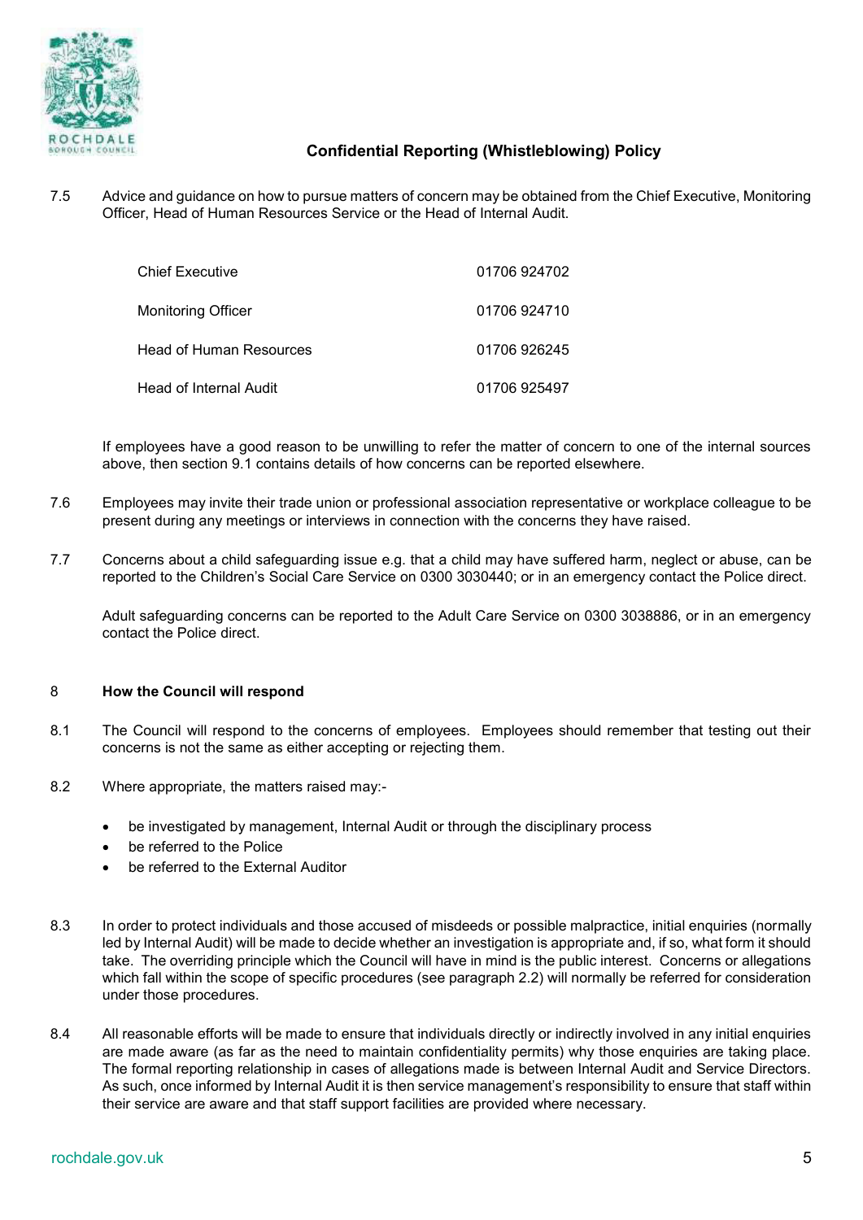7.5 Advice and guidance on how to pursue matters of concern may be obtained from the Chief Executive, Monitoring Officer, Head of Human Resources Service or the Head of Internal Audit.

| | |
|---|---|
| Chief Executive | 01706 924702 |
| Monitoring Officer | 01706 924710 |
| Head of Human Resources | 01706 926245 |
| Head of Internal Audit | 01706 925497 |

If employees have a good reason to be unwilling to refer the matter of concern to one of the internal sources above, then section 9.1 contains details of how concerns can be reported elsewhere.

7.6 Employees may invite their trade union or professional association representative or workplace colleague to be present during any meetings or interviews in connection with the concerns they have raised.

7.7 Concerns about a child safeguarding issue e.g. that a child may have suffered harm, neglect or abuse, can be reported to the Children's Social Care Service on 0300 3030440; or in an emergency contact the Police direct.

Adult safeguarding concerns can be reported to the Adult Care Service on 0300 3038886, or in an emergency contact the Police direct.

## 8 How the Council will respond

8.1 The Council will respond to the concerns of employees. Employees should remember that testing out their concerns is not the same as either accepting or rejecting them.

8.2 Where appropriate, the matters raised may:-

- be investigated by management, Internal Audit or through the disciplinary process
- be referred to the Police
- be referred to the External Auditor

8.3 In order to protect individuals and those accused of misdeeds or possible malpractice, initial enquiries (normally led by Internal Audit) will be made to decide whether an investigation is appropriate and, if so, what form it should take. The overriding principle which the Council will have in mind is the public interest. Concerns or allegations which fall within the scope of specific procedures (see paragraph 2.2) will normally be referred for consideration under those procedures.

8.4 All reasonable efforts will be made to ensure that individuals directly or indirectly involved in any initial enquiries are made aware (as far as the need to maintain confidentiality permits) why those enquiries are taking place. The formal reporting relationship in cases of allegations made is between Internal Audit and Service Directors. As such, once informed by Internal Audit it is then service management's responsibility to ensure that staff within their service are aware and that staff support facilities are provided where necessary.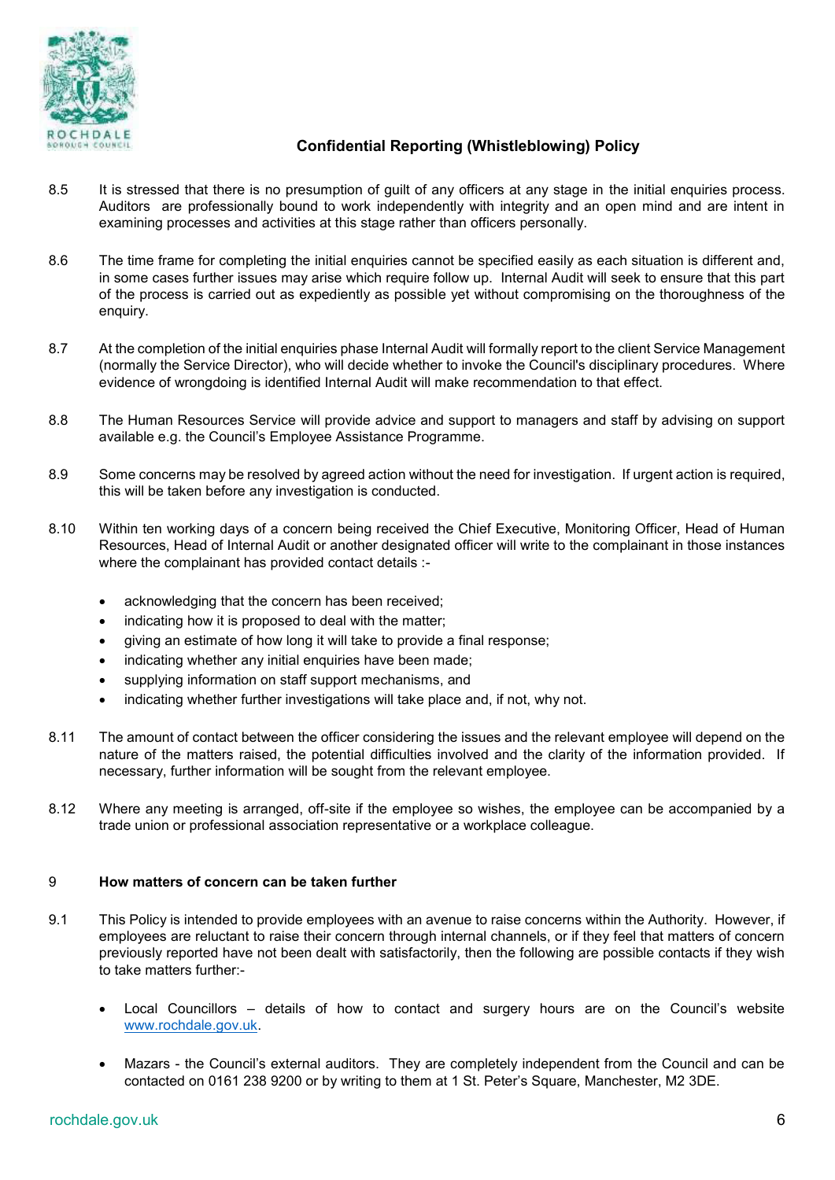8.5 It is stressed that there is no presumption of guilt of any officers at any stage in the initial enquiries process. Auditors are professionally bound to work independently with integrity and an open mind and are intent in examining processes and activities at this stage rather than officers personally.

8.6 The time frame for completing the initial enquiries cannot be specified easily as each situation is different and, in some cases further issues may arise which require follow up. Internal Audit will seek to ensure that this part of the process is carried out as expediently as possible yet without compromising on the thoroughness of the enquiry.

8.7 At the completion of the initial enquiries phase Internal Audit will formally report to the client Service Management (normally the Service Director), who will decide whether to invoke the Council's disciplinary procedures. Where evidence of wrongdoing is identified Internal Audit will make recommendation to that effect.

8.8 The Human Resources Service will provide advice and support to managers and staff by advising on support available e.g. the Council's Employee Assistance Programme.

8.9 Some concerns may be resolved by agreed action without the need for investigation. If urgent action is required, this will be taken before any investigation is conducted.

8.10 Within ten working days of a concern being received the Chief Executive, Monitoring Officer, Head of Human Resources, Head of Internal Audit or another designated officer will write to the complainant in those instances where the complainant has provided contact details :-

- acknowledging that the concern has been received;
- indicating how it is proposed to deal with the matter;
- giving an estimate of how long it will take to provide a final response;
- indicating whether any initial enquiries have been made;
- supplying information on staff support mechanisms, and
- indicating whether further investigations will take place and, if not, why not.

8.11 The amount of contact between the officer considering the issues and the relevant employee will depend on the nature of the matters raised, the potential difficulties involved and the clarity of the information provided. If necessary, further information will be sought from the relevant employee.

8.12 Where any meeting is arranged, off-site if the employee so wishes, the employee can be accompanied by a trade union or professional association representative or a workplace colleague.

## 9 How matters of concern can be taken further

9.1 This Policy is intended to provide employees with an avenue to raise concerns within the Authority. However, if employees are reluctant to raise their concern through internal channels, or if they feel that matters of concern previously reported have not been dealt with satisfactorily, then the following are possible contacts if they wish to take matters further:-

- Local Councillors – details of how to contact and surgery hours are on the Council's website www.rochdale.gov.uk.

- Mazars - the Council's external auditors. They are completely independent from the Council and can be contacted on 0161 238 9200 or by writing to them at 1 St. Peter's Square, Manchester, M2 3DE.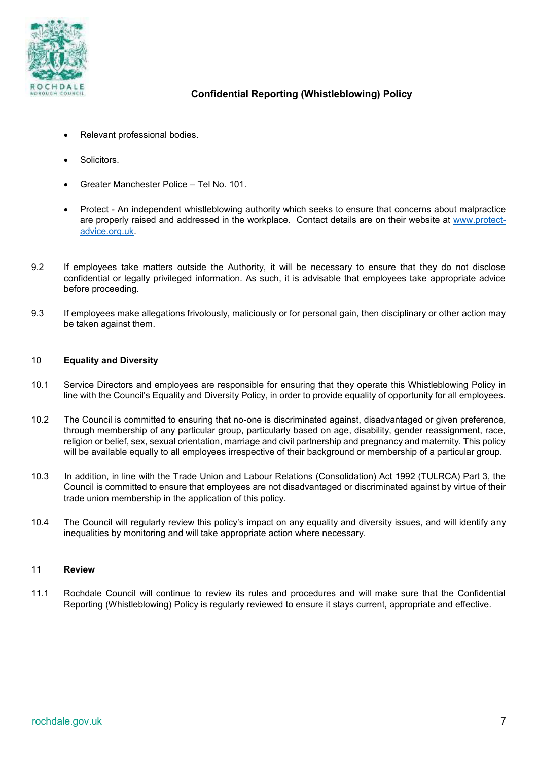- Relevant professional bodies.
- Solicitors.
- Greater Manchester Police – Tel No. 101.
- Protect - An independent whistleblowing authority which seeks to ensure that concerns about malpractice are properly raised and addressed in the workplace. Contact details are on their website at [www.protect-advice.org.uk](http://www.protect-advice.org.uk).

9.2 If employees take matters outside the Authority, it will be necessary to ensure that they do not disclose confidential or legally privileged information. As such, it is advisable that employees take appropriate advice before proceeding.

9.3 If employees make allegations frivolously, maliciously or for personal gain, then disciplinary or other action may be taken against them.

## 10 Equality and Diversity

10.1 Service Directors and employees are responsible for ensuring that they operate this Whistleblowing Policy in line with the Council's Equality and Diversity Policy, in order to provide equality of opportunity for all employees.

10.2 The Council is committed to ensuring that no-one is discriminated against, disadvantaged or given preference, through membership of any particular group, particularly based on age, disability, gender reassignment, race, religion or belief, sex, sexual orientation, marriage and civil partnership and pregnancy and maternity. This policy will be available equally to all employees irrespective of their background or membership of a particular group.

10.3 In addition, in line with the Trade Union and Labour Relations (Consolidation) Act 1992 (TULRCA) Part 3, the Council is committed to ensure that employees are not disadvantaged or discriminated against by virtue of their trade union membership in the application of this policy.

10.4 The Council will regularly review this policy's impact on any equality and diversity issues, and will identify any inequalities by monitoring and will take appropriate action where necessary.

## 11 Review

11.1 Rochdale Council will continue to review its rules and procedures and will make sure that the Confidential Reporting (Whistleblowing) Policy is regularly reviewed to ensure it stays current, appropriate and effective.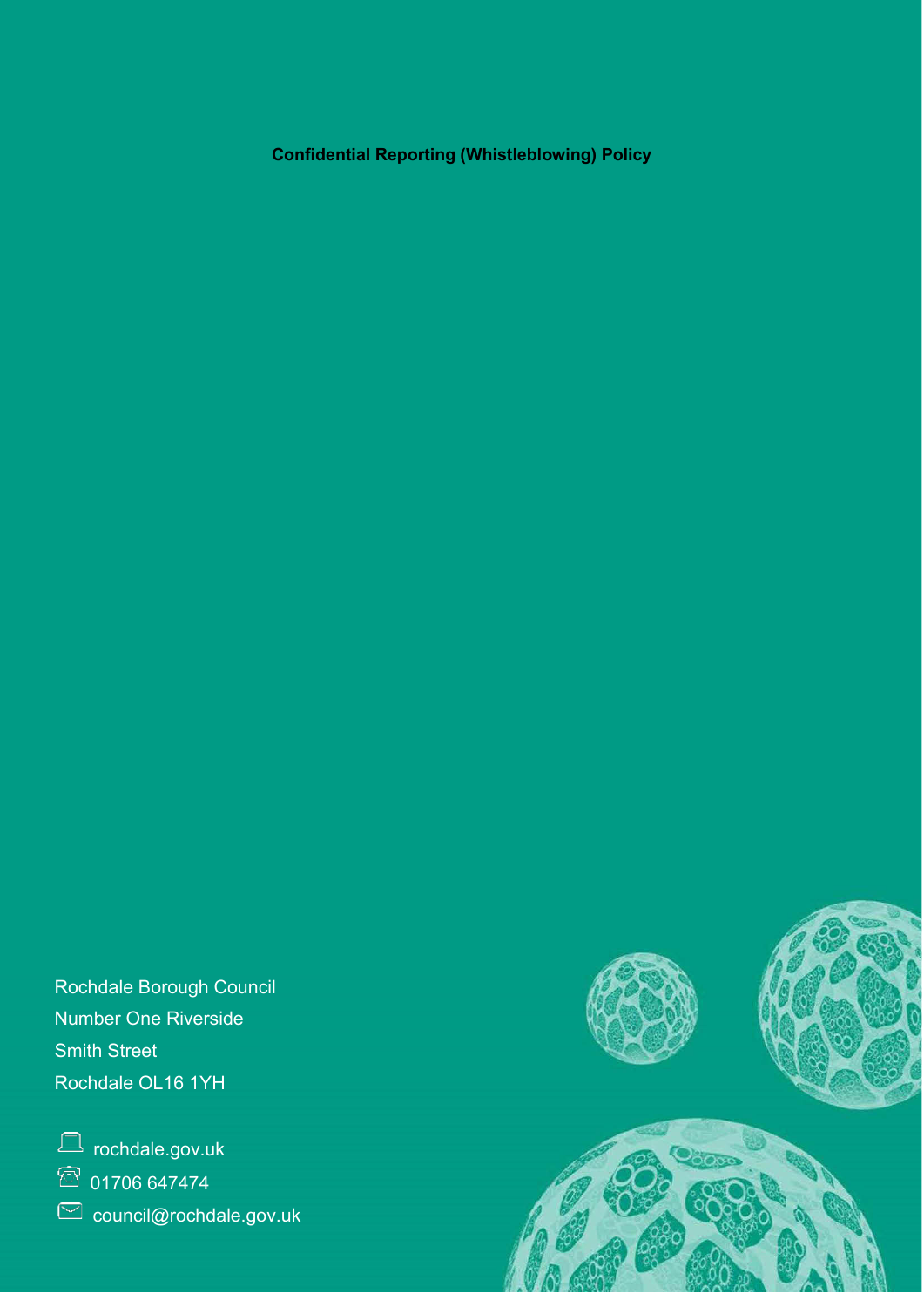**Confidential Reporting (Whistleblowing) Policy**

Rochdale Borough Council
Number One Riverside
Smith Street
Rochdale OL16 1YH

rochdale.gov.uk
01706 647474
council@rochdale.gov.uk